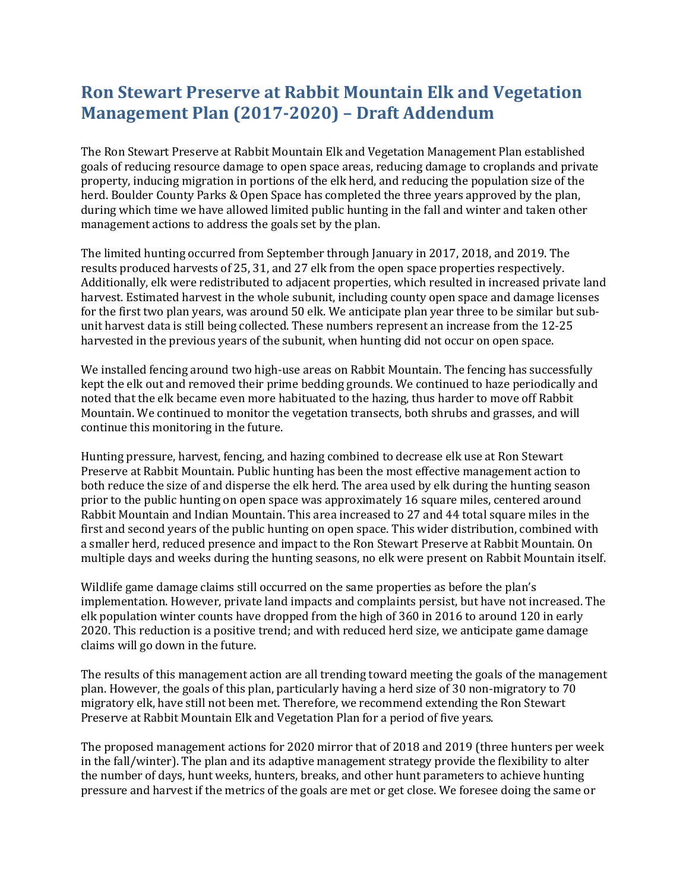# Ron Stewart Preserve at Rabbit Mountain Elk and Vegetation Management Plan (2017-2020) – Draft Addendum

The Ron Stewart Preserve at Rabbit Mountain Elk and Vegetation Management Plan established goals of reducing resource damage to open space areas, reducing damage to croplands and private property, inducing migration in portions of the elk herd, and reducing the population size of the herd. Boulder County Parks & Open Space has completed the three years approved by the plan, during which time we have allowed limited public hunting in the fall and winter and taken other management actions to address the goals set by the plan.

The limited hunting occurred from September through January in 2017, 2018, and 2019. The results produced harvests of 25, 31, and 27 elk from the open space properties respectively. Additionally, elk were redistributed to adjacent properties, which resulted in increased private land harvest. Estimated harvest in the whole subunit, including county open space and damage licenses for the first two plan years, was around 50 elk. We anticipate plan year three to be similar but sub-unit harvest data is still being collected. These numbers represent an increase from the 12-25 harvested in the previous years of the subunit, when hunting did not occur on open space.

We installed fencing around two high-use areas on Rabbit Mountain. The fencing has successfully kept the elk out and removed their prime bedding grounds. We continued to haze periodically and noted that the elk became even more habituated to the hazing, thus harder to move off Rabbit Mountain. We continued to monitor the vegetation transects, both shrubs and grasses, and will continue this monitoring in the future.

Hunting pressure, harvest, fencing, and hazing combined to decrease elk use at Ron Stewart Preserve at Rabbit Mountain. Public hunting has been the most effective management action to both reduce the size of and disperse the elk herd. The area used by elk during the hunting season prior to the public hunting on open space was approximately 16 square miles, centered around Rabbit Mountain and Indian Mountain. This area increased to 27 and 44 total square miles in the first and second years of the public hunting on open space. This wider distribution, combined with a smaller herd, reduced presence and impact to the Ron Stewart Preserve at Rabbit Mountain. On multiple days and weeks during the hunting seasons, no elk were present on Rabbit Mountain itself.

Wildlife game damage claims still occurred on the same properties as before the plan's implementation. However, private land impacts and complaints persist, but have not increased. The elk population winter counts have dropped from the high of 360 in 2016 to around 120 in early 2020. This reduction is a positive trend; and with reduced herd size, we anticipate game damage claims will go down in the future.

The results of this management action are all trending toward meeting the goals of the management plan. However, the goals of this plan, particularly having a herd size of 30 non-migratory to 70 migratory elk, have still not been met. Therefore, we recommend extending the Ron Stewart Preserve at Rabbit Mountain Elk and Vegetation Plan for a period of five years.

The proposed management actions for 2020 mirror that of 2018 and 2019 (three hunters per week in the fall/winter). The plan and its adaptive management strategy provide the flexibility to alter the number of days, hunt weeks, hunters, breaks, and other hunt parameters to achieve hunting pressure and harvest if the metrics of the goals are met or get close. We foresee doing the same or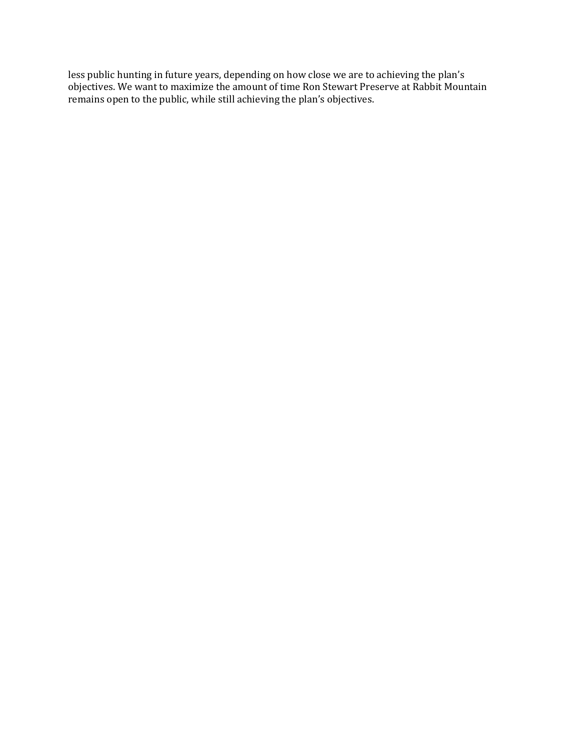less public hunting in future years, depending on how close we are to achieving the plan's objectives. We want to maximize the amount of time Ron Stewart Preserve at Rabbit Mountain remains open to the public, while still achieving the plan's objectives.